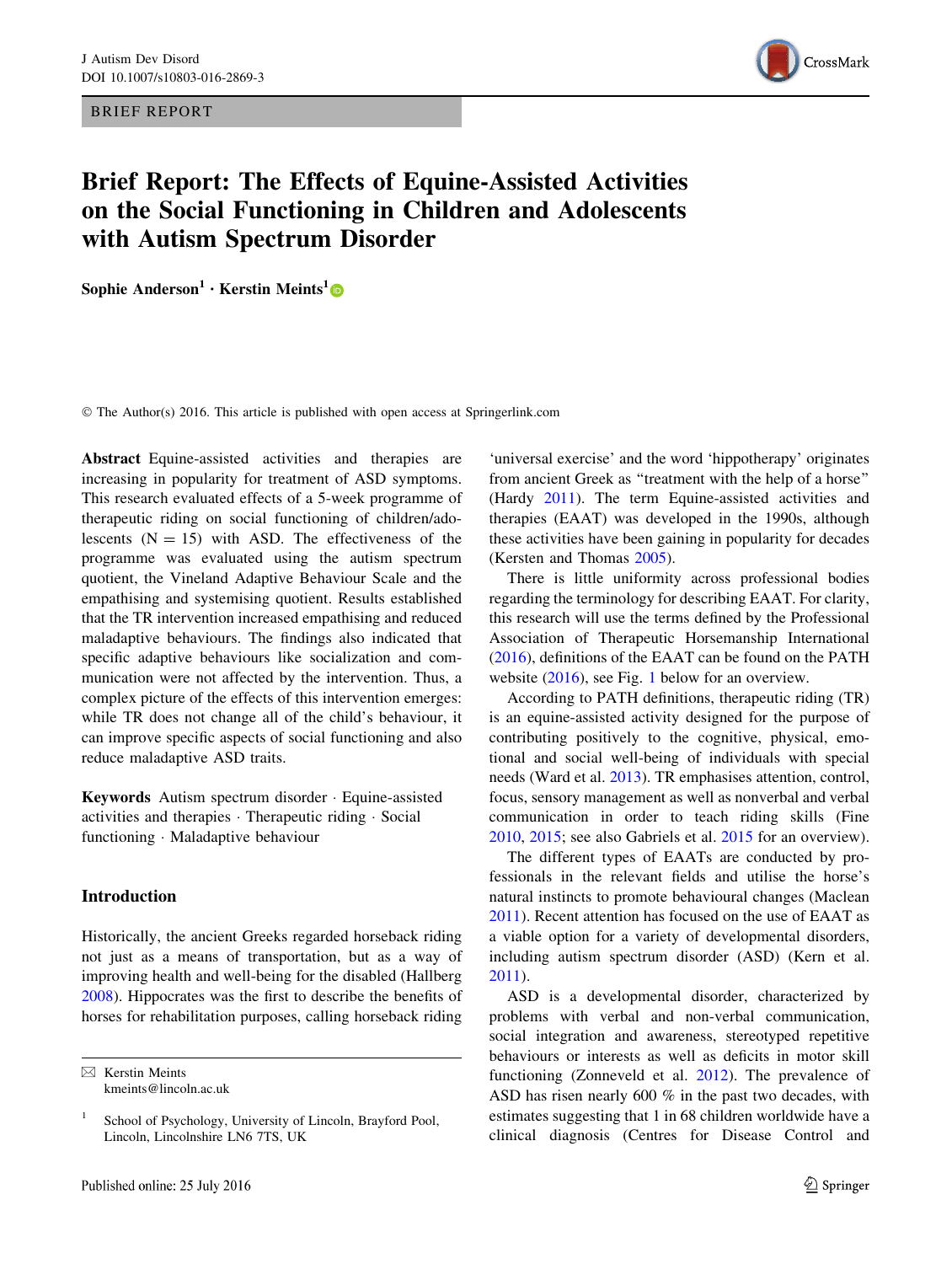BRIEF REPORT

# Brief Report: The Effects of Equine-Assisted Activities on the Social Functioning in Children and Adolescents with Autism Spectrum Disorder

**Sophie Anderson[1] · Kerstin Meints[1]**

© The Author(s) 2016. This article is published with open access at Springerlink.com

**Abstract** Equine-assisted activities and therapies are increasing in popularity for treatment of ASD symptoms. This research evaluated effects of a 5-week programme of therapeutic riding on social functioning of children/adolescents (N = 15) with ASD. The effectiveness of the programme was evaluated using the autism spectrum quotient, the Vineland Adaptive Behaviour Scale and the empathising and systemising quotient. Results established that the TR intervention increased empathising and reduced maladaptive behaviours. The findings also indicated that specific adaptive behaviours like socialization and communication were not affected by the intervention. Thus, a complex picture of the effects of this intervention emerges: while TR does not change all of the child's behaviour, it can improve specific aspects of social functioning and also reduce maladaptive ASD traits.

**Keywords** Autism spectrum disorder · Equine-assisted activities and therapies · Therapeutic riding · Social functioning · Maladaptive behaviour

## Introduction

Historically, the ancient Greeks regarded horseback riding not just as a means of transportation, but as a way of improving health and well-being for the disabled (Hallberg 2008). Hippocrates was the first to describe the benefits of horses for rehabilitation purposes, calling horseback riding 'universal exercise' and the word 'hippotherapy' originates from ancient Greek as "treatment with the help of a horse" (Hardy 2011). The term Equine-assisted activities and therapies (EAAT) was developed in the 1990s, although these activities have been gaining in popularity for decades (Kersten and Thomas 2005).

There is little uniformity across professional bodies regarding the terminology for describing EAAT. For clarity, this research will use the terms defined by the Professional Association of Therapeutic Horsemanship International (2016), definitions of the EAAT can be found on the PATH website (2016), see Fig. 1 below for an overview.

According to PATH definitions, therapeutic riding (TR) is an equine-assisted activity designed for the purpose of contributing positively to the cognitive, physical, emotional and social well-being of individuals with special needs (Ward et al. 2013). TR emphasises attention, control, focus, sensory management as well as nonverbal and verbal communication in order to teach riding skills (Fine 2010, 2015; see also Gabriels et al. 2015 for an overview).

The different types of EAATs are conducted by professionals in the relevant fields and utilise the horse's natural instincts to promote behavioural changes (Maclean 2011). Recent attention has focused on the use of EAAT as a viable option for a variety of developmental disorders, including autism spectrum disorder (ASD) (Kern et al. 2011).

ASD is a developmental disorder, characterized by problems with verbal and non-verbal communication, social integration and awareness, stereotyped repetitive behaviours or interests as well as deficits in motor skill functioning (Zonneveld et al. 2012). The prevalence of ASD has risen nearly 600 % in the past two decades, with estimates suggesting that 1 in 68 children worldwide have a clinical diagnosis (Centres for Disease Control and

✉ Kerstin Meints
kmeints@lincoln.ac.uk

[1] School of Psychology, University of Lincoln, Brayford Pool, Lincoln, Lincolnshire LN6 7TS, UK

Published online: 25 July 2016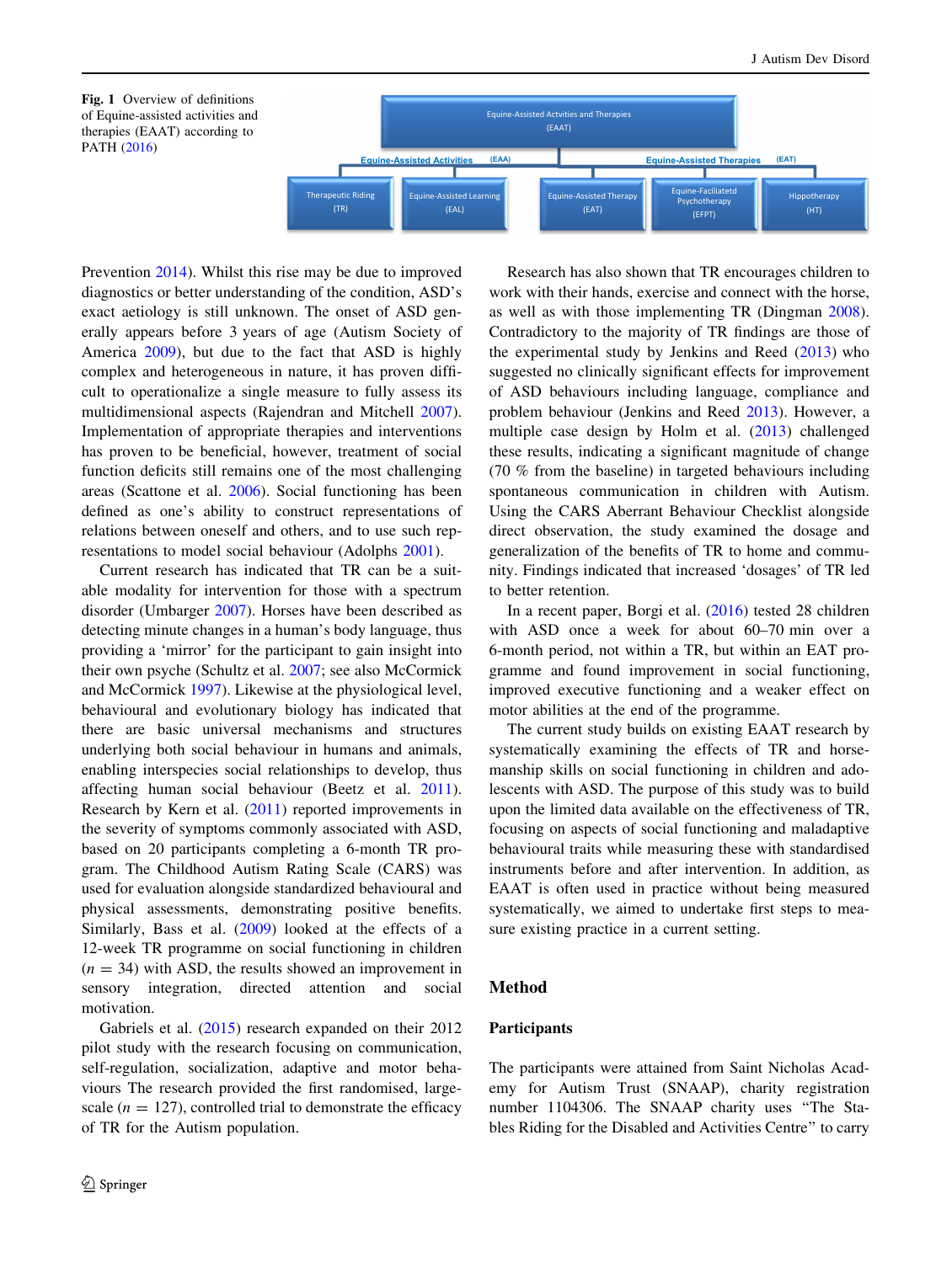Fig. 1 Overview of definitions of Equine-assisted activities and therapies (EAAT) according to PATH (2016)

Equine-Assisted Actvities and Therapies (EAAT)

Equine-Assisted Activities (EAA)

Equine-Assisted Therapies (EAT)

Therapeutic Riding (TR)

Equine-Assisted Learning (EAL)

Equine-Assisted Therapy (EAT)

Equine-Faciliatetd Psychotherapy (EFPT)

Hippotherapy (HT)

Prevention 2014). Whilst this rise may be due to improved diagnostics or better understanding of the condition, ASD's exact aetiology is still unknown. The onset of ASD generally appears before 3 years of age (Autism Society of America 2009), but due to the fact that ASD is highly complex and heterogeneous in nature, it has proven difficult to operationalize a single measure to fully assess its multidimensional aspects (Rajendran and Mitchell 2007). Implementation of appropriate therapies and interventions has proven to be beneficial, however, treatment of social function deficits still remains one of the most challenging areas (Scattone et al. 2006). Social functioning has been defined as one's ability to construct representations of relations between oneself and others, and to use such representations to model social behaviour (Adolphs 2001).

Current research has indicated that TR can be a suitable modality for intervention for those with a spectrum disorder (Umbarger 2007). Horses have been described as detecting minute changes in a human's body language, thus providing a 'mirror' for the participant to gain insight into their own psyche (Schultz et al. 2007; see also McCormick and McCormick 1997). Likewise at the physiological level, behavioural and evolutionary biology has indicated that there are basic universal mechanisms and structures underlying both social behaviour in humans and animals, enabling interspecies social relationships to develop, thus affecting human social behaviour (Beetz et al. 2011). Research by Kern et al. (2011) reported improvements in the severity of symptoms commonly associated with ASD, based on 20 participants completing a 6-month TR program. The Childhood Autism Rating Scale (CARS) was used for evaluation alongside standardized behavioural and physical assessments, demonstrating positive benefits. Similarly, Bass et al. (2009) looked at the effects of a 12-week TR programme on social functioning in children ($n = 34$) with ASD, the results showed an improvement in sensory integration, directed attention and social motivation.

Gabriels et al. (2015) research expanded on their 2012 pilot study with the research focusing on communication, self-regulation, socialization, adaptive and motor behaviours The research provided the first randomised, large-scale ($n = 127$), controlled trial to demonstrate the efficacy of TR for the Autism population.

Research has also shown that TR encourages children to work with their hands, exercise and connect with the horse, as well as with those implementing TR (Dingman 2008). Contradictory to the majority of TR findings are those of the experimental study by Jenkins and Reed (2013) who suggested no clinically significant effects for improvement of ASD behaviours including language, compliance and problem behaviour (Jenkins and Reed 2013). However, a multiple case design by Holm et al. (2013) challenged these results, indicating a significant magnitude of change (70 % from the baseline) in targeted behaviours including spontaneous communication in children with Autism. Using the CARS Aberrant Behaviour Checklist alongside direct observation, the study examined the dosage and generalization of the benefits of TR to home and community. Findings indicated that increased 'dosages' of TR led to better retention.

In a recent paper, Borgi et al. (2016) tested 28 children with ASD once a week for about 60–70 min over a 6-month period, not within a TR, but within an EAT programme and found improvement in social functioning, improved executive functioning and a weaker effect on motor abilities at the end of the programme.

The current study builds on existing EAAT research by systematically examining the effects of TR and horsemanship skills on social functioning in children and adolescents with ASD. The purpose of this study was to build upon the limited data available on the effectiveness of TR, focusing on aspects of social functioning and maladaptive behavioural traits while measuring these with standardised instruments before and after intervention. In addition, as EAAT is often used in practice without being measured systematically, we aimed to undertake first steps to measure existing practice in a current setting.

## Method

### Participants

The participants were attained from Saint Nicholas Academy for Autism Trust (SNAAP), charity registration number 1104306. The SNAAP charity uses "The Stables Riding for the Disabled and Activities Centre" to carry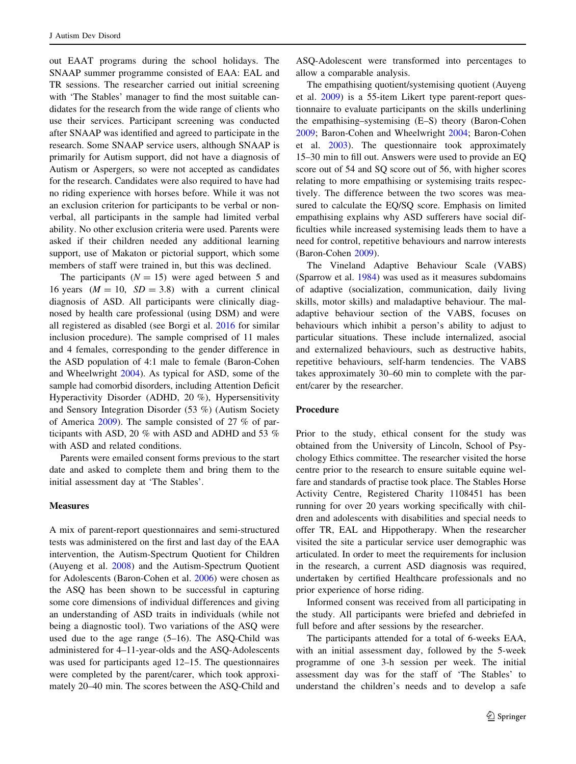out EAAT programs during the school holidays. The SNAAP summer programme consisted of EAA: EAL and TR sessions. The researcher carried out initial screening with 'The Stables' manager to find the most suitable candidates for the research from the wide range of clients who use their services. Participant screening was conducted after SNAAP was identified and agreed to participate in the research. Some SNAAP service users, although SNAAP is primarily for Autism support, did not have a diagnosis of Autism or Aspergers, so were not accepted as candidates for the research. Candidates were also required to have had no riding experience with horses before. While it was not an exclusion criterion for participants to be verbal or non-verbal, all participants in the sample had limited verbal ability. No other exclusion criteria were used. Parents were asked if their children needed any additional learning support, use of Makaton or pictorial support, which some members of staff were trained in, but this was declined.

The participants ($N = 15$) were aged between 5 and 16 years ($M = 10$, $SD = 3.8$) with a current clinical diagnosis of ASD. All participants were clinically diagnosed by health care professional (using DSM) and were all registered as disabled (see Borgi et al. 2016 for similar inclusion procedure). The sample comprised of 11 males and 4 females, corresponding to the gender difference in the ASD population of 4:1 male to female (Baron-Cohen and Wheelwright 2004). As typical for ASD, some of the sample had comorbid disorders, including Attention Deficit Hyperactivity Disorder (ADHD, 20 %), Hypersensitivity and Sensory Integration Disorder (53 %) (Autism Society of America 2009). The sample consisted of 27 % of participants with ASD, 20 % with ASD and ADHD and 53 % with ASD and related conditions.

Parents were emailed consent forms previous to the start date and asked to complete them and bring them to the initial assessment day at 'The Stables'.

## Measures

A mix of parent-report questionnaires and semi-structured tests was administered on the first and last day of the EAA intervention, the Autism-Spectrum Quotient for Children (Auyeng et al. 2008) and the Autism-Spectrum Quotient for Adolescents (Baron-Cohen et al. 2006) were chosen as the ASQ has been shown to be successful in capturing some core dimensions of individual differences and giving an understanding of ASD traits in individuals (while not being a diagnostic tool). Two variations of the ASQ were used due to the age range (5–16). The ASQ-Child was administered for 4–11-year-olds and the ASQ-Adolescents was used for participants aged 12–15. The questionnaires were completed by the parent/carer, which took approximately 20–40 min. The scores between the ASQ-Child and ASQ-Adolescent were transformed into percentages to allow a comparable analysis.

The empathising quotient/systemising quotient (Auyeng et al. 2009) is a 55-item Likert type parent-report questionnaire to evaluate participants on the skills underlining the empathising–systemising (E–S) theory (Baron-Cohen 2009; Baron-Cohen and Wheelwright 2004; Baron-Cohen et al. 2003). The questionnaire took approximately 15–30 min to fill out. Answers were used to provide an EQ score out of 54 and SQ score out of 56, with higher scores relating to more empathising or systemising traits respectively. The difference between the two scores was measured to calculate the EQ/SQ score. Emphasis on limited empathising explains why ASD sufferers have social difficulties while increased systemising leads them to have a need for control, repetitive behaviours and narrow interests (Baron-Cohen 2009).

The Vineland Adaptive Behaviour Scale (VABS) (Sparrow et al. 1984) was used as it measures subdomains of adaptive (socialization, communication, daily living skills, motor skills) and maladaptive behaviour. The maladaptive behaviour section of the VABS, focuses on behaviours which inhibit a person's ability to adjust to particular situations. These include internalized, asocial and externalized behaviours, such as destructive habits, repetitive behaviours, self-harm tendencies. The VABS takes approximately 30–60 min to complete with the parent/carer by the researcher.

## Procedure

Prior to the study, ethical consent for the study was obtained from the University of Lincoln, School of Psychology Ethics committee. The researcher visited the horse centre prior to the research to ensure suitable equine welfare and standards of practise took place. The Stables Horse Activity Centre, Registered Charity 1108451 has been running for over 20 years working specifically with children and adolescents with disabilities and special needs to offer TR, EAL and Hippotherapy. When the researcher visited the site a particular service user demographic was articulated. In order to meet the requirements for inclusion in the research, a current ASD diagnosis was required, undertaken by certified Healthcare professionals and no prior experience of horse riding.

Informed consent was received from all participating in the study. All participants were briefed and debriefed in full before and after sessions by the researcher.

The participants attended for a total of 6-weeks EAA, with an initial assessment day, followed by the 5-week programme of one 3-h session per week. The initial assessment day was for the staff of 'The Stables' to understand the children's needs and to develop a safe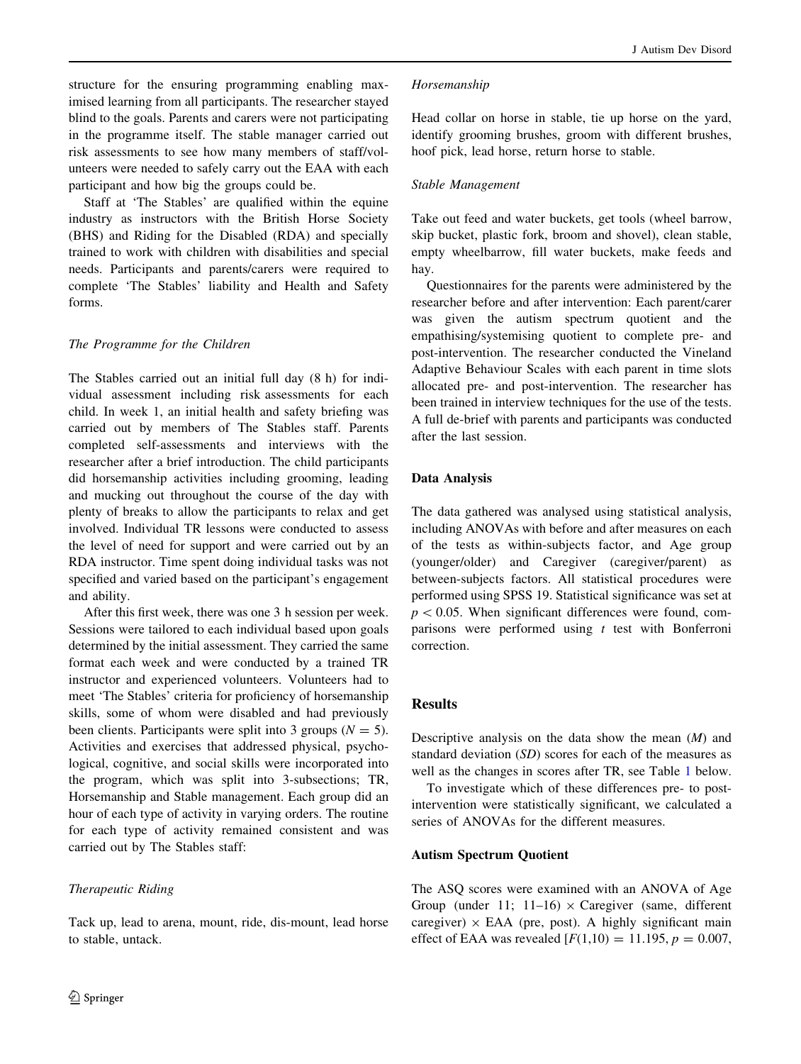structure for the ensuring programming enabling maximised learning from all participants. The researcher stayed blind to the goals. Parents and carers were not participating in the programme itself. The stable manager carried out risk assessments to see how many members of staff/volunteers were needed to safely carry out the EAA with each participant and how big the groups could be.

Staff at 'The Stables' are qualified within the equine industry as instructors with the British Horse Society (BHS) and Riding for the Disabled (RDA) and specially trained to work with children with disabilities and special needs. Participants and parents/carers were required to complete 'The Stables' liability and Health and Safety forms.

### *The Programme for the Children*

The Stables carried out an initial full day (8 h) for individual assessment including risk assessments for each child. In week 1, an initial health and safety briefing was carried out by members of The Stables staff. Parents completed self-assessments and interviews with the researcher after a brief introduction. The child participants did horsemanship activities including grooming, leading and mucking out throughout the course of the day with plenty of breaks to allow the participants to relax and get involved. Individual TR lessons were conducted to assess the level of need for support and were carried out by an RDA instructor. Time spent doing individual tasks was not specified and varied based on the participant's engagement and ability.

After this first week, there was one 3 h session per week. Sessions were tailored to each individual based upon goals determined by the initial assessment. They carried the same format each week and were conducted by a trained TR instructor and experienced volunteers. Volunteers had to meet 'The Stables' criteria for proficiency of horsemanship skills, some of whom were disabled and had previously been clients. Participants were split into 3 groups ($N = 5$). Activities and exercises that addressed physical, psychological, cognitive, and social skills were incorporated into the program, which was split into 3-subsections; TR, Horsemanship and Stable management. Each group did an hour of each type of activity in varying orders. The routine for each type of activity remained consistent and was carried out by The Stables staff:

#### *Therapeutic Riding*

Tack up, lead to arena, mount, ride, dis-mount, lead horse to stable, untack.

#### *Horsemanship*

Head collar on horse in stable, tie up horse on the yard, identify grooming brushes, groom with different brushes, hoof pick, lead horse, return horse to stable.

#### *Stable Management*

Take out feed and water buckets, get tools (wheel barrow, skip bucket, plastic fork, broom and shovel), clean stable, empty wheelbarrow, fill water buckets, make feeds and hay.

Questionnaires for the parents were administered by the researcher before and after intervention: Each parent/carer was given the autism spectrum quotient and the empathising/systemising quotient to complete pre- and post-intervention. The researcher conducted the Vineland Adaptive Behaviour Scales with each parent in time slots allocated pre- and post-intervention. The researcher has been trained in interview techniques for the use of the tests. A full de-brief with parents and participants was conducted after the last session.

### Data Analysis

The data gathered was analysed using statistical analysis, including ANOVAs with before and after measures on each of the tests as within-subjects factor, and Age group (younger/older) and Caregiver (caregiver/parent) as between-subjects factors. All statistical procedures were performed using SPSS 19. Statistical significance was set at $p < 0.05$. When significant differences were found, comparisons were performed using $t$ test with Bonferroni correction.

## Results

Descriptive analysis on the data show the mean ($M$) and standard deviation ($SD$) scores for each of the measures as well as the changes in scores after TR, see Table 1 below.

To investigate which of these differences pre- to post-intervention were statistically significant, we calculated a series of ANOVAs for the different measures.

### Autism Spectrum Quotient

The ASQ scores were examined with an ANOVA of Age Group (under 11; 11–16) $\times$ Caregiver (same, different caregiver) $\times$ EAA (pre, post). A highly significant main effect of EAA was revealed [$F(1,10) = 11.195$, $p = 0.007$,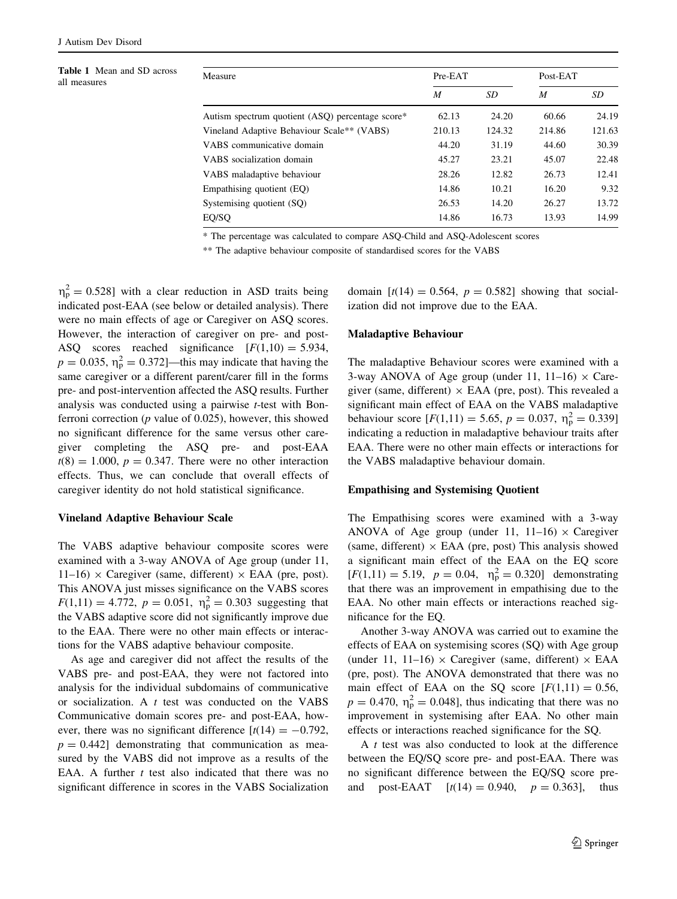**Table 1** Mean and SD across all measures

| Measure | Pre-EAT | | Post-EAT | |
|---|---|---|---|---|
| | *M* | *SD* | *M* | *SD* |
| Autism spectrum quotient (ASQ) percentage score* | 62.13 | 24.20 | 60.66 | 24.19 |
| Vineland Adaptive Behaviour Scale** (VABS) | 210.13 | 124.32 | 214.86 | 121.63 |
| VABS communicative domain | 44.20 | 31.19 | 44.60 | 30.39 |
| VABS socialization domain | 45.27 | 23.21 | 45.07 | 22.48 |
| VABS maladaptive behaviour | 28.26 | 12.82 | 26.73 | 12.41 |
| Empathising quotient (EQ) | 14.86 | 10.21 | 16.20 | 9.32 |
| Systemising quotient (SQ) | 26.53 | 14.20 | 26.27 | 13.72 |
| EQ/SQ | 14.86 | 16.73 | 13.93 | 14.99 |

* The percentage was calculated to compare ASQ-Child and ASQ-Adolescent scores

** The adaptive behaviour composite of standardised scores for the VABS

$\eta_p^2 = 0.528$] with a clear reduction in ASD traits being indicated post-EAA (see below or detailed analysis). There were no main effects of age or Caregiver on ASQ scores. However, the interaction of caregiver on pre- and post-ASQ scores reached significance [$F(1,10) = 5.934$, $p = 0.035$, $\eta_p^2 = 0.372$]—this may indicate that having the same caregiver or a different parent/carer fill in the forms pre- and post-intervention affected the ASQ results. Further analysis was conducted using a pairwise *t*-test with Bonferroni correction (*p* value of 0.025), however, this showed no significant difference for the same versus other caregiver completing the ASQ pre- and post-EAA $t(8) = 1.000$, $p = 0.347$. There were no other interaction effects. Thus, we can conclude that overall effects of caregiver identity do not hold statistical significance.

### Vineland Adaptive Behaviour Scale

The VABS adaptive behaviour composite scores were examined with a 3-way ANOVA of Age group (under 11, 11–16) × Caregiver (same, different) × EAA (pre, post). This ANOVA just misses significance on the VABS scores $F(1,11) = 4.772$, $p = 0.051$, $\eta_p^2 = 0.303$ suggesting that the VABS adaptive score did not significantly improve due to the EAA. There were no other main effects or interactions for the VABS adaptive behaviour composite.

As age and caregiver did not affect the results of the VABS pre- and post-EAA, they were not factored into analysis for the individual subdomains of communicative or socialization. A *t* test was conducted on the VABS Communicative domain scores pre- and post-EAA, however, there was no significant difference [$t(14) = -0.792$, $p = 0.442$] demonstrating that communication as measured by the VABS did not improve as a results of the EAA. A further *t* test also indicated that there was no significant difference in scores in the VABS Socialization domain [$t(14) = 0.564$, $p = 0.582$] showing that socialization did not improve due to the EAA.

### Maladaptive Behaviour

The maladaptive Behaviour scores were examined with a 3-way ANOVA of Age group (under 11, 11–16) × Caregiver (same, different) × EAA (pre, post). This revealed a significant main effect of EAA on the VABS maladaptive behaviour score [$F(1,11) = 5.65$, $p = 0.037$, $\eta_p^2 = 0.339$] indicating a reduction in maladaptive behaviour traits after EAA. There were no other main effects or interactions for the VABS maladaptive behaviour domain.

### Empathising and Systemising Quotient

The Empathising scores were examined with a 3-way ANOVA of Age group (under 11, 11–16) × Caregiver (same, different) × EAA (pre, post) This analysis showed a significant main effect of the EAA on the EQ score [$F(1,11) = 5.19$, $p = 0.04$, $\eta_p^2 = 0.320$] demonstrating that there was an improvement in empathising due to the EAA. No other main effects or interactions reached significance for the EQ.

Another 3-way ANOVA was carried out to examine the effects of EAA on systemising scores (SQ) with Age group (under 11, 11–16) × Caregiver (same, different) × EAA (pre, post). The ANOVA demonstrated that there was no main effect of EAA on the SQ score [$F(1,11) = 0.56$, $p = 0.470$, $\eta_p^2 = 0.048$], thus indicating that there was no improvement in systemising after EAA. No other main effects or interactions reached significance for the SQ.

A *t* test was also conducted to look at the difference between the EQ/SQ score pre- and post-EAA. There was no significant difference between the EQ/SQ score pre- and post-EAAT [$t(14) = 0.940$, $p = 0.363$], thus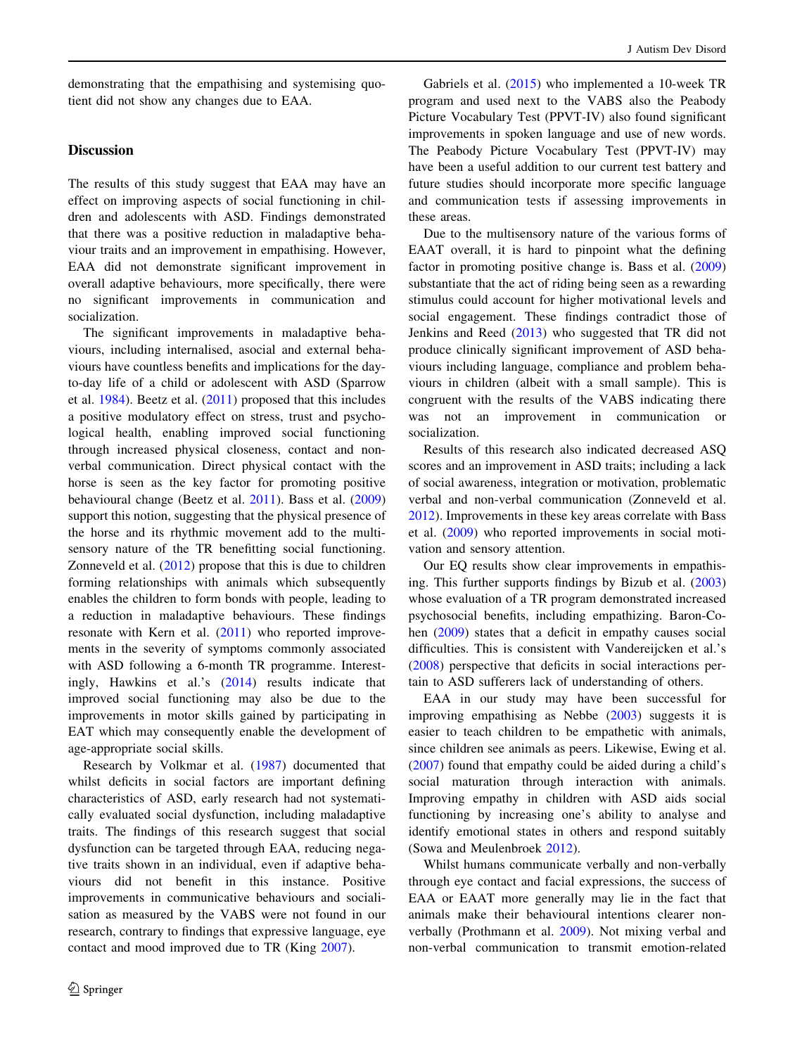demonstrating that the empathising and systemising quotient did not show any changes due to EAA.

## Discussion

The results of this study suggest that EAA may have an effect on improving aspects of social functioning in children and adolescents with ASD. Findings demonstrated that there was a positive reduction in maladaptive behaviour traits and an improvement in empathising. However, EAA did not demonstrate significant improvement in overall adaptive behaviours, more specifically, there were no significant improvements in communication and socialization.

The significant improvements in maladaptive behaviours, including internalised, asocial and external behaviours have countless benefits and implications for the day-to-day life of a child or adolescent with ASD (Sparrow et al. 1984). Beetz et al. (2011) proposed that this includes a positive modulatory effect on stress, trust and psychological health, enabling improved social functioning through increased physical closeness, contact and non-verbal communication. Direct physical contact with the horse is seen as the key factor for promoting positive behavioural change (Beetz et al. 2011). Bass et al. (2009) support this notion, suggesting that the physical presence of the horse and its rhythmic movement add to the multisensory nature of the TR benefitting social functioning. Zonneveld et al. (2012) propose that this is due to children forming relationships with animals which subsequently enables the children to form bonds with people, leading to a reduction in maladaptive behaviours. These findings resonate with Kern et al. (2011) who reported improvements in the severity of symptoms commonly associated with ASD following a 6-month TR programme. Interestingly, Hawkins et al.'s (2014) results indicate that improved social functioning may also be due to the improvements in motor skills gained by participating in EAT which may consequently enable the development of age-appropriate social skills.

Research by Volkmar et al. (1987) documented that whilst deficits in social factors are important defining characteristics of ASD, early research had not systematically evaluated social dysfunction, including maladaptive traits. The findings of this research suggest that social dysfunction can be targeted through EAA, reducing negative traits shown in an individual, even if adaptive behaviours did not benefit in this instance. Positive improvements in communicative behaviours and socialisation as measured by the VABS were not found in our research, contrary to findings that expressive language, eye contact and mood improved due to TR (King 2007).

Gabriels et al. (2015) who implemented a 10-week TR program and used next to the VABS also the Peabody Picture Vocabulary Test (PPVT-IV) also found significant improvements in spoken language and use of new words. The Peabody Picture Vocabulary Test (PPVT-IV) may have been a useful addition to our current test battery and future studies should incorporate more specific language and communication tests if assessing improvements in these areas.

Due to the multisensory nature of the various forms of EAAT overall, it is hard to pinpoint what the defining factor in promoting positive change is. Bass et al. (2009) substantiate that the act of riding being seen as a rewarding stimulus could account for higher motivational levels and social engagement. These findings contradict those of Jenkins and Reed (2013) who suggested that TR did not produce clinically significant improvement of ASD behaviours including language, compliance and problem behaviours in children (albeit with a small sample). This is congruent with the results of the VABS indicating there was not an improvement in communication or socialization.

Results of this research also indicated decreased ASQ scores and an improvement in ASD traits; including a lack of social awareness, integration or motivation, problematic verbal and non-verbal communication (Zonneveld et al. 2012). Improvements in these key areas correlate with Bass et al. (2009) who reported improvements in social motivation and sensory attention.

Our EQ results show clear improvements in empathising. This further supports findings by Bizub et al. (2003) whose evaluation of a TR program demonstrated increased psychosocial benefits, including empathizing. Baron-Cohen (2009) states that a deficit in empathy causes social difficulties. This is consistent with Vandereijcken et al.'s (2008) perspective that deficits in social interactions pertain to ASD sufferers lack of understanding of others.

EAA in our study may have been successful for improving empathising as Nebbe (2003) suggests it is easier to teach children to be empathetic with animals, since children see animals as peers. Likewise, Ewing et al. (2007) found that empathy could be aided during a child's social maturation through interaction with animals. Improving empathy in children with ASD aids social functioning by increasing one's ability to analyse and identify emotional states in others and respond suitably (Sowa and Meulenbroek 2012).

Whilst humans communicate verbally and non-verbally through eye contact and facial expressions, the success of EAA or EAAT more generally may lie in the fact that animals make their behavioural intentions clearer non-verbally (Prothmann et al. 2009). Not mixing verbal and non-verbal communication to transmit emotion-related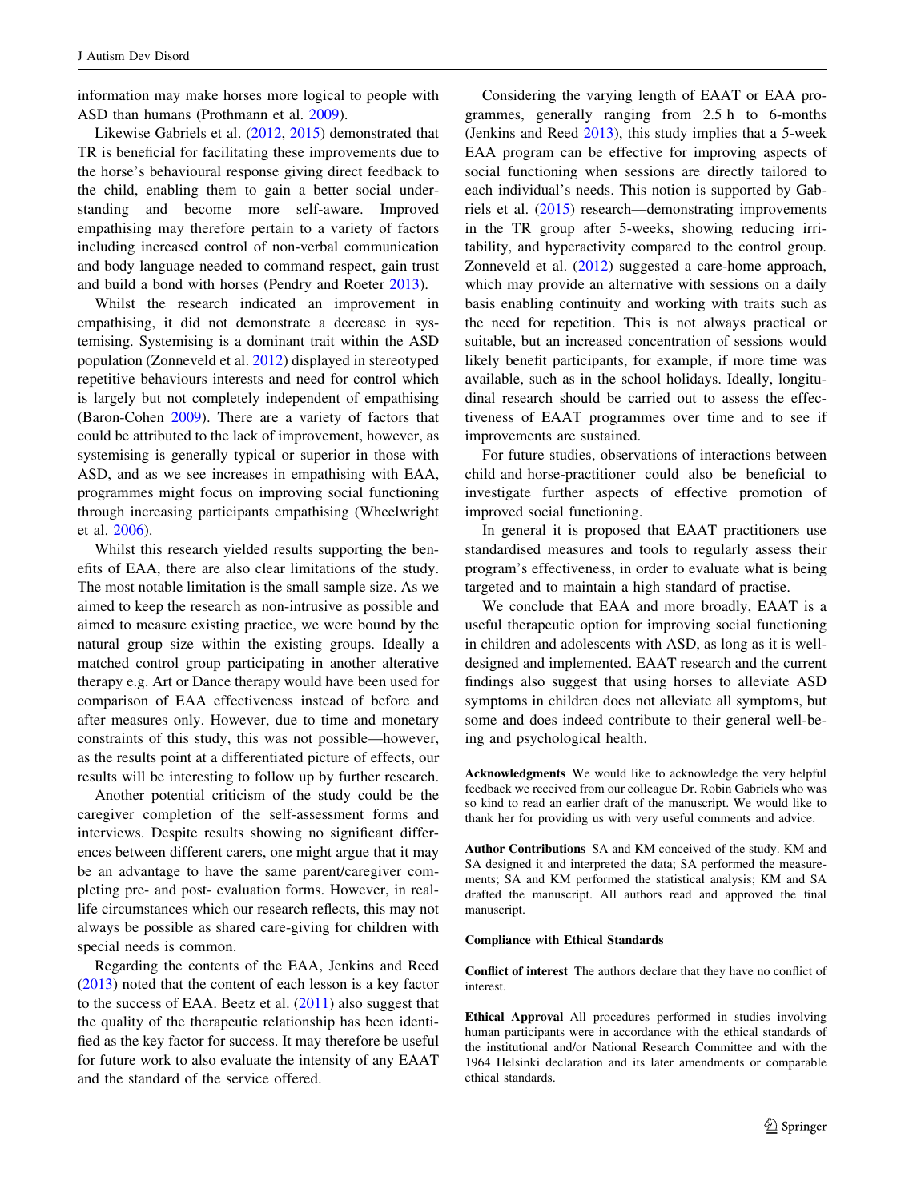information may make horses more logical to people with ASD than humans (Prothmann et al. 2009).

Likewise Gabriels et al. (2012, 2015) demonstrated that TR is beneficial for facilitating these improvements due to the horse's behavioural response giving direct feedback to the child, enabling them to gain a better social understanding and become more self-aware. Improved empathising may therefore pertain to a variety of factors including increased control of non-verbal communication and body language needed to command respect, gain trust and build a bond with horses (Pendry and Roeter 2013).

Whilst the research indicated an improvement in empathising, it did not demonstrate a decrease in systemising. Systemising is a dominant trait within the ASD population (Zonneveld et al. 2012) displayed in stereotyped repetitive behaviours interests and need for control which is largely but not completely independent of empathising (Baron-Cohen 2009). There are a variety of factors that could be attributed to the lack of improvement, however, as systemising is generally typical or superior in those with ASD, and as we see increases in empathising with EAA, programmes might focus on improving social functioning through increasing participants empathising (Wheelwright et al. 2006).

Whilst this research yielded results supporting the benefits of EAA, there are also clear limitations of the study. The most notable limitation is the small sample size. As we aimed to keep the research as non-intrusive as possible and aimed to measure existing practice, we were bound by the natural group size within the existing groups. Ideally a matched control group participating in another alterative therapy e.g. Art or Dance therapy would have been used for comparison of EAA effectiveness instead of before and after measures only. However, due to time and monetary constraints of this study, this was not possible—however, as the results point at a differentiated picture of effects, our results will be interesting to follow up by further research.

Another potential criticism of the study could be the caregiver completion of the self-assessment forms and interviews. Despite results showing no significant differences between different carers, one might argue that it may be an advantage to have the same parent/caregiver completing pre- and post- evaluation forms. However, in real-life circumstances which our research reflects, this may not always be possible as shared care-giving for children with special needs is common.

Regarding the contents of the EAA, Jenkins and Reed (2013) noted that the content of each lesson is a key factor to the success of EAA. Beetz et al. (2011) also suggest that the quality of the therapeutic relationship has been identified as the key factor for success. It may therefore be useful for future work to also evaluate the intensity of any EAAT and the standard of the service offered.

Considering the varying length of EAAT or EAA programmes, generally ranging from 2.5 h to 6-months (Jenkins and Reed 2013), this study implies that a 5-week EAA program can be effective for improving aspects of social functioning when sessions are directly tailored to each individual's needs. This notion is supported by Gabriels et al. (2015) research—demonstrating improvements in the TR group after 5-weeks, showing reducing irritability, and hyperactivity compared to the control group. Zonneveld et al. (2012) suggested a care-home approach, which may provide an alternative with sessions on a daily basis enabling continuity and working with traits such as the need for repetition. This is not always practical or suitable, but an increased concentration of sessions would likely benefit participants, for example, if more time was available, such as in the school holidays. Ideally, longitudinal research should be carried out to assess the effectiveness of EAAT programmes over time and to see if improvements are sustained.

For future studies, observations of interactions between child and horse-practitioner could also be beneficial to investigate further aspects of effective promotion of improved social functioning.

In general it is proposed that EAAT practitioners use standardised measures and tools to regularly assess their program's effectiveness, in order to evaluate what is being targeted and to maintain a high standard of practise.

We conclude that EAA and more broadly, EAAT is a useful therapeutic option for improving social functioning in children and adolescents with ASD, as long as it is well-designed and implemented. EAAT research and the current findings also suggest that using horses to alleviate ASD symptoms in children does not alleviate all symptoms, but some and does indeed contribute to their general well-being and psychological health.

**Acknowledgments** We would like to acknowledge the very helpful feedback we received from our colleague Dr. Robin Gabriels who was so kind to read an earlier draft of the manuscript. We would like to thank her for providing us with very useful comments and advice.

**Author Contributions** SA and KM conceived of the study. KM and SA designed it and interpreted the data; SA performed the measurements; SA and KM performed the statistical analysis; KM and SA drafted the manuscript. All authors read and approved the final manuscript.

**Compliance with Ethical Standards**

**Conflict of interest** The authors declare that they have no conflict of interest.

**Ethical Approval** All procedures performed in studies involving human participants were in accordance with the ethical standards of the institutional and/or National Research Committee and with the 1964 Helsinki declaration and its later amendments or comparable ethical standards.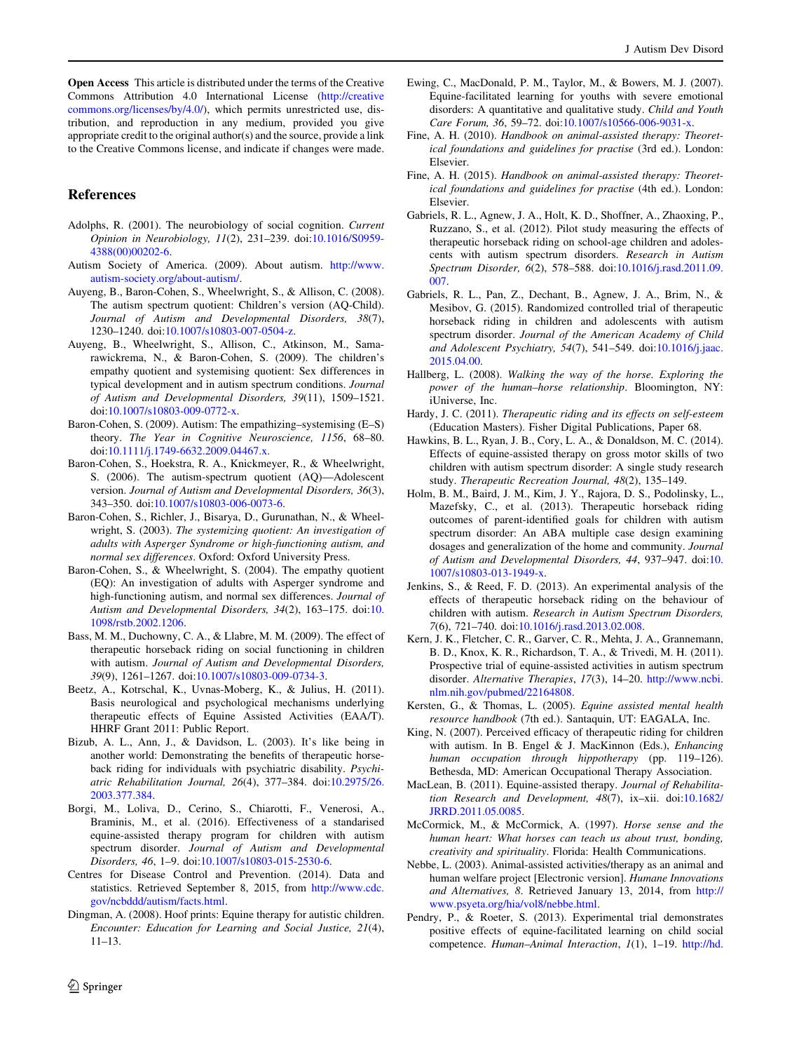**Open Access** This article is distributed under the terms of the Creative Commons Attribution 4.0 International License (http://creativecommons.org/licenses/by/4.0/), which permits unrestricted use, distribution, and reproduction in any medium, provided you give appropriate credit to the original author(s) and the source, provide a link to the Creative Commons license, and indicate if changes were made.

## References

Adolphs, R. (2001). The neurobiology of social cognition. *Current Opinion in Neurobiology, 11*(2), 231–239. doi:10.1016/S0959-4388(00)00202-6.

Autism Society of America. (2009). About autism. http://www.autism-society.org/about-autism/.

Auyeng, B., Baron-Cohen, S., Wheelwright, S., & Allison, C. (2008). The autism spectrum quotient: Children's version (AQ-Child). *Journal of Autism and Developmental Disorders, 38*(7), 1230–1240. doi:10.1007/s10803-007-0504-z.

Auyeng, B., Wheelwright, S., Allison, C., Atkinson, M., Samarawickrema, N., & Baron-Cohen, S. (2009). The children's empathy quotient and systemising quotient: Sex differences in typical development and in autism spectrum conditions. *Journal of Autism and Developmental Disorders, 39*(11), 1509–1521. doi:10.1007/s10803-009-0772-x.

Baron-Cohen, S. (2009). Autism: The empathizing–systemising (E–S) theory. *The Year in Cognitive Neuroscience, 1156*, 68–80. doi:10.1111/j.1749-6632.2009.04467.x.

Baron-Cohen, S., Hoekstra, R. A., Knickmeyer, R., & Wheelwright, S. (2006). The autism-spectrum quotient (AQ)—Adolescent version. *Journal of Autism and Developmental Disorders, 36*(3), 343–350. doi:10.1007/s10803-006-0073-6.

Baron-Cohen, S., Richler, J., Bisarya, D., Gurunathan, N., & Wheelwright, S. (2003). *The systemizing quotient: An investigation of adults with Asperger Syndrome or high-functioning autism, and normal sex differences*. Oxford: Oxford University Press.

Baron-Cohen, S., & Wheelwright, S. (2004). The empathy quotient (EQ): An investigation of adults with Asperger syndrome and high-functioning autism, and normal sex differences. *Journal of Autism and Developmental Disorders, 34*(2), 163–175. doi:10.1098/rstb.2002.1206.

Bass, M. M., Duchowny, C. A., & Llabre, M. M. (2009). The effect of therapeutic horseback riding on social functioning in children with autism. *Journal of Autism and Developmental Disorders, 39*(9), 1261–1267. doi:10.1007/s10803-009-0734-3.

Beetz, A., Kotrschal, K., Uvnas-Moberg, K., & Julius, H. (2011). Basis neurological and psychological mechanisms underlying therapeutic effects of Equine Assisted Activities (EAA/T). HHRF Grant 2011: Public Report.

Bizub, A. L., Ann, J., & Davidson, L. (2003). It's like being in another world: Demonstrating the benefits of therapeutic horseback riding for individuals with psychiatric disability. *Psychiatric Rehabilitation Journal, 26*(4), 377–384. doi:10.2975/26.2003.377.384.

Borgi, M., Loliva, D., Cerino, S., Chiarotti, F., Venerosi, A., Braminis, M., et al. (2016). Effectiveness of a standarised equine-assisted therapy program for children with autism spectrum disorder. *Journal of Autism and Developmental Disorders, 46*, 1–9. doi:10.1007/s10803-015-2530-6.

Centres for Disease Control and Prevention. (2014). Data and statistics. Retrieved September 8, 2015, from http://www.cdc.gov/ncbddd/autism/facts.html.

Dingman, A. (2008). Hoof prints: Equine therapy for autistic children. *Encounter: Education for Learning and Social Justice, 21*(4), 11–13.

Ewing, C., MacDonald, P. M., Taylor, M., & Bowers, M. J. (2007). Equine-facilitated learning for youths with severe emotional disorders: A quantitative and qualitative study. *Child and Youth Care Forum, 36*, 59–72. doi:10.1007/s10566-006-9031-x.

Fine, A. H. (2010). *Handbook on animal-assisted therapy: Theoretical foundations and guidelines for practise* (3rd ed.). London: Elsevier.

Fine, A. H. (2015). *Handbook on animal-assisted therapy: Theoretical foundations and guidelines for practise* (4th ed.). London: Elsevier.

Gabriels, R. L., Agnew, J. A., Holt, K. D., Shoffner, A., Zhaoxing, P., Ruzzano, S., et al. (2012). Pilot study measuring the effects of therapeutic horseback riding on school-age children and adolescents with autism spectrum disorders. *Research in Autism Spectrum Disorder, 6*(2), 578–588. doi:10.1016/j.rasd.2011.09.007.

Gabriels, R. L., Pan, Z., Dechant, B., Agnew, J. A., Brim, N., & Mesibov, G. (2015). Randomized controlled trial of therapeutic horseback riding in children and adolescents with autism spectrum disorder. *Journal of the American Academy of Child and Adolescent Psychiatry, 54*(7), 541–549. doi:10.1016/j.jaac.2015.04.00.

Hallberg, L. (2008). *Walking the way of the horse. Exploring the power of the human–horse relationship*. Bloomington, NY: iUniverse, Inc.

Hardy, J. C. (2011). *Therapeutic riding and its effects on self-esteem* (Education Masters). Fisher Digital Publications, Paper 68.

Hawkins, B. L., Ryan, J. B., Cory, L. A., & Donaldson, M. C. (2014). Effects of equine-assisted therapy on gross motor skills of two children with autism spectrum disorder: A single study research study. *Therapeutic Recreation Journal, 48*(2), 135–149.

Holm, B. M., Baird, J. M., Kim, J. Y., Rajora, D. S., Podolinsky, L., Mazefsky, C., et al. (2013). Therapeutic horseback riding outcomes of parent-identified goals for children with autism spectrum disorder: An ABA multiple case design examining dosages and generalization of the home and community. *Journal of Autism and Developmental Disorders, 44*, 937–947. doi:10.1007/s10803-013-1949-x.

Jenkins, S., & Reed, F. D. (2013). An experimental analysis of the effects of therapeutic horseback riding on the behaviour of children with autism. *Research in Autism Spectrum Disorders, 7*(6), 721–740. doi:10.1016/j.rasd.2013.02.008.

Kern, J. K., Fletcher, C. R., Garver, C. R., Mehta, J. A., Grannemann, B. D., Knox, K. R., Richardson, T. A., & Trivedi, M. H. (2011). Prospective trial of equine-assisted activities in autism spectrum disorder. *Alternative Therapies*, *17*(3), 14–20. http://www.ncbi.nlm.nih.gov/pubmed/22164808.

Kersten, G., & Thomas, L. (2005). *Equine assisted mental health resource handbook* (7th ed.). Santaquin, UT: EAGALA, Inc.

King, N. (2007). Perceived efficacy of therapeutic riding for children with autism. In B. Engel & J. MacKinnon (Eds.), *Enhancing human occupation through hippotherapy* (pp. 119–126). Bethesda, MD: American Occupational Therapy Association.

MacLean, B. (2011). Equine-assisted therapy. *Journal of Rehabilitation Research and Development, 48*(7), ix–xii. doi:10.1682/JRRD.2011.05.0085.

McCormick, M., & McCormick, A. (1997). *Horse sense and the human heart: What horses can teach us about trust, bonding, creativity and spirituality*. Florida: Health Communications.

Nebbe, L. (2003). Animal-assisted activities/therapy as an animal and human welfare project [Electronic version]. *Humane Innovations and Alternatives, 8*. Retrieved January 13, 2014, from http://www.psyeta.org/hia/vol8/nebbe.html.

Pendry, P., & Roeter, S. (2013). Experimental trial demonstrates positive effects of equine-facilitated learning on child social competence. *Human–Animal Interaction*, *1*(1), 1–19. http://hd.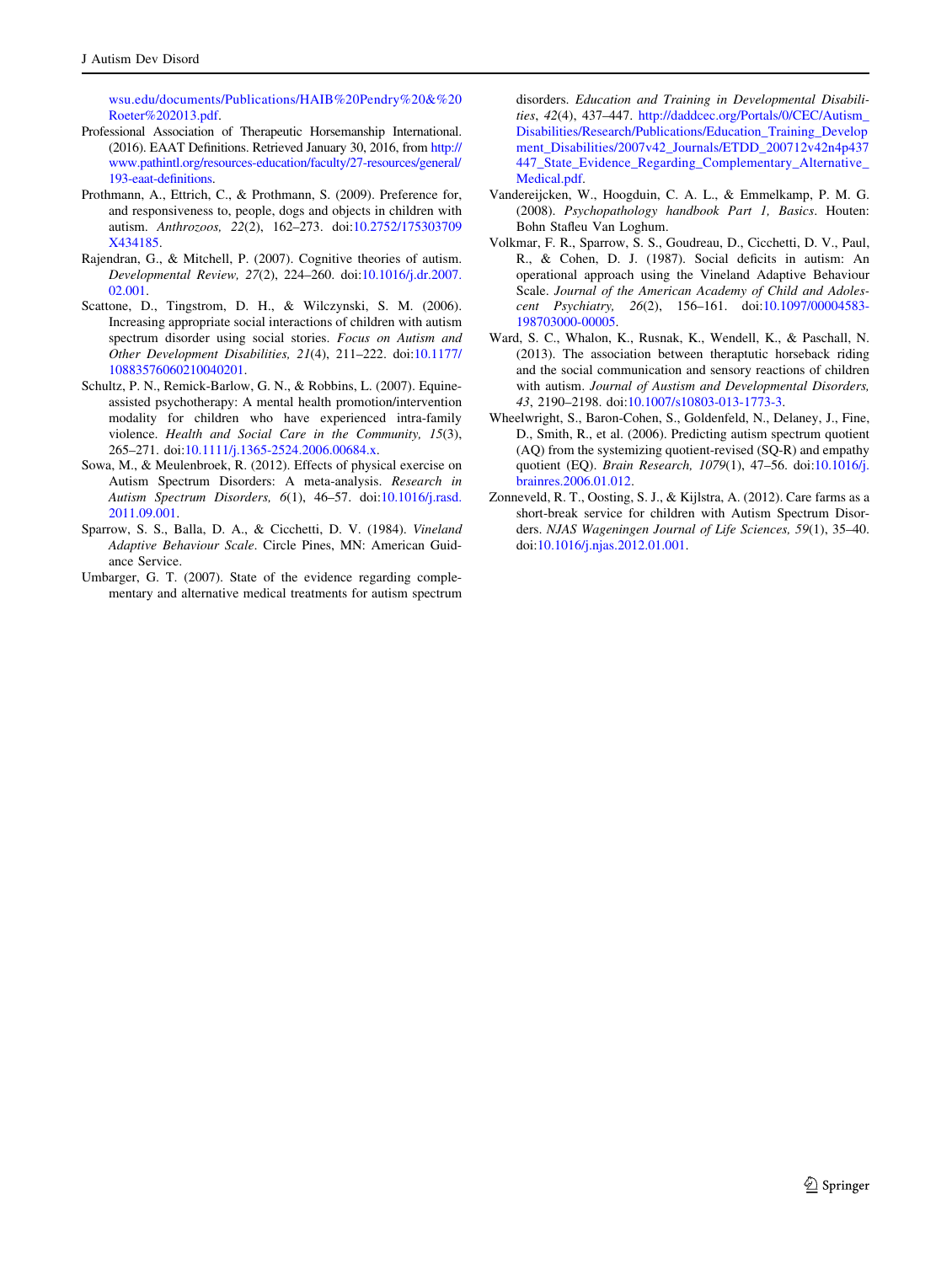wsu.edu/documents/Publications/HAIB%20Pendry%20&%20Roeter%202013.pdf.

Professional Association of Therapeutic Horsemanship International. (2016). EAAT Definitions. Retrieved January 30, 2016, from http://www.pathintl.org/resources-education/faculty/27-resources/general/193-eaat-definitions.

Prothmann, A., Ettrich, C., & Prothmann, S. (2009). Preference for, and responsiveness to, people, dogs and objects in children with autism. *Anthrozoos, 22*(2), 162–273. doi:10.2752/175303709X434185.

Rajendran, G., & Mitchell, P. (2007). Cognitive theories of autism. *Developmental Review, 27*(2), 224–260. doi:10.1016/j.dr.2007.02.001.

Scattone, D., Tingstrom, D. H., & Wilczynski, S. M. (2006). Increasing appropriate social interactions of children with autism spectrum disorder using social stories. *Focus on Autism and Other Development Disabilities, 21*(4), 211–222. doi:10.1177/10883576060210040201.

Schultz, P. N., Remick-Barlow, G. N., & Robbins, L. (2007). Equine-assisted psychotherapy: A mental health promotion/intervention modality for children who have experienced intra-family violence. *Health and Social Care in the Community, 15*(3), 265–271. doi:10.1111/j.1365-2524.2006.00684.x.

Sowa, M., & Meulenbroek, R. (2012). Effects of physical exercise on Autism Spectrum Disorders: A meta-analysis. *Research in Autism Spectrum Disorders, 6*(1), 46–57. doi:10.1016/j.rasd.2011.09.001.

Sparrow, S. S., Balla, D. A., & Cicchetti, D. V. (1984). *Vineland Adaptive Behaviour Scale*. Circle Pines, MN: American Guidance Service.

Umbarger, G. T. (2007). State of the evidence regarding complementary and alternative medical treatments for autism spectrum disorders. *Education and Training in Developmental Disabilities, 42*(4), 437–447. http://daddcec.org/Portals/0/CEC/Autism_Disabilities/Research/Publications/Education_Training_Development_Disabilities/2007v42_Journals/ETDD_200712v42n4p437447_State_Evidence_Regarding_Complementary_Alternative_Medical.pdf.

Vandereijcken, W., Hoogduin, C. A. L., & Emmelkamp, P. M. G. (2008). *Psychopathology handbook Part 1, Basics*. Houten: Bohn Stafleu Van Loghum.

Volkmar, F. R., Sparrow, S. S., Goudreau, D., Cicchetti, D. V., Paul, R., & Cohen, D. J. (1987). Social deficits in autism: An operational approach using the Vineland Adaptive Behaviour Scale. *Journal of the American Academy of Child and Adolescent Psychiatry, 26*(2), 156–161. doi:10.1097/00004583-198703000-00005.

Ward, S. C., Whalon, K., Rusnak, K., Wendell, K., & Paschall, N. (2013). The association between theraptutic horseback riding and the social communication and sensory reactions of children with autism. *Journal of Austism and Developmental Disorders, 43*, 2190–2198. doi:10.1007/s10803-013-1773-3.

Wheelwright, S., Baron-Cohen, S., Goldenfeld, N., Delaney, J., Fine, D., Smith, R., et al. (2006). Predicting autism spectrum quotient (AQ) from the systemizing quotient-revised (SQ-R) and empathy quotient (EQ). *Brain Research, 1079*(1), 47–56. doi:10.1016/j.brainres.2006.01.012.

Zonneveld, R. T., Oosting, S. J., & Kijlstra, A. (2012). Care farms as a short-break service for children with Autism Spectrum Disorders. *NJAS Wageningen Journal of Life Sciences, 59*(1), 35–40. doi:10.1016/j.njas.2012.01.001.